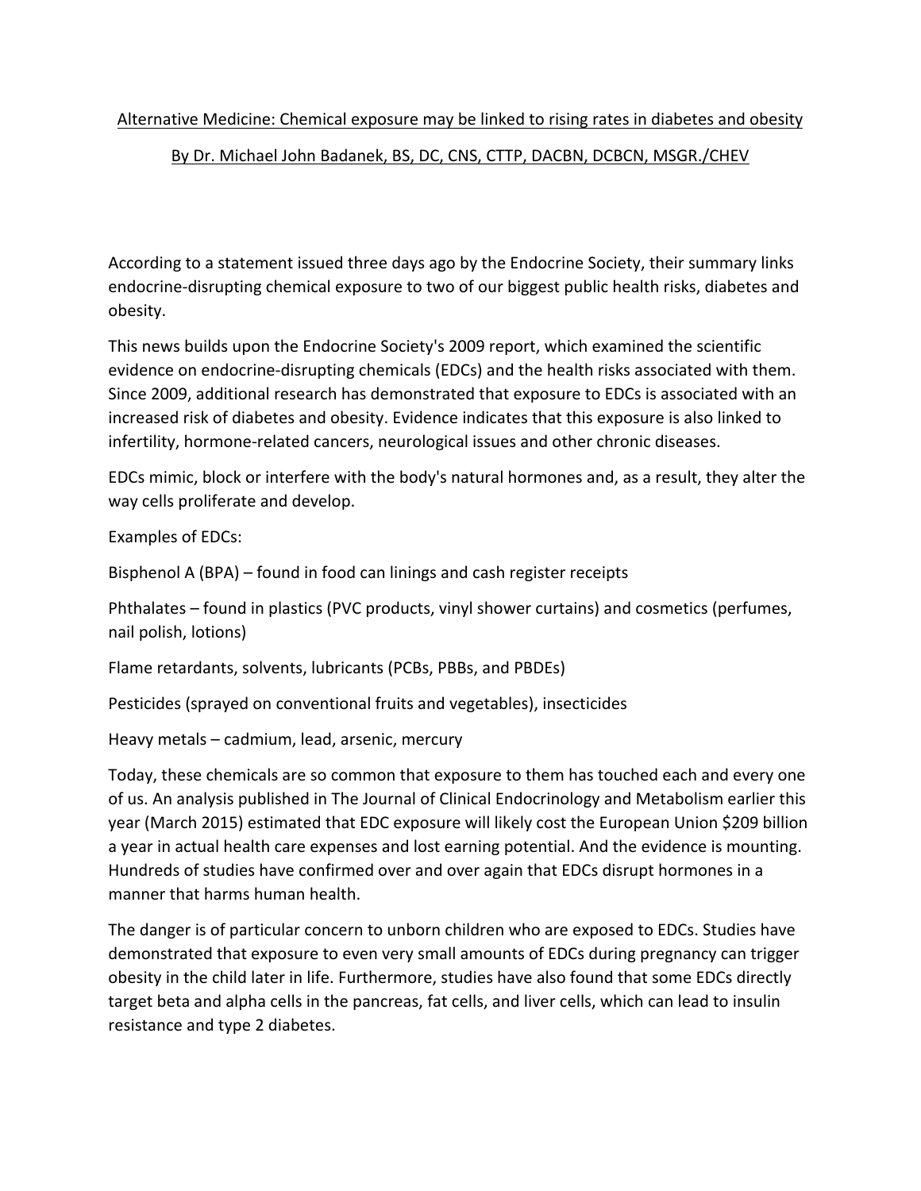# Alternative Medicine: Chemical exposure may be linked to rising rates in diabetes and obesity

By Dr. Michael John Badanek, BS, DC, CNS, CTTP, DACBN, DCBCN, MSGR./CHEV

According to a statement issued three days ago by the Endocrine Society, their summary links endocrine-disrupting chemical exposure to two of our biggest public health risks, diabetes and obesity.

This news builds upon the Endocrine Society's 2009 report, which examined the scientific evidence on endocrine-disrupting chemicals (EDCs) and the health risks associated with them. Since 2009, additional research has demonstrated that exposure to EDCs is associated with an increased risk of diabetes and obesity. Evidence indicates that this exposure is also linked to infertility, hormone-related cancers, neurological issues and other chronic diseases.

EDCs mimic, block or interfere with the body's natural hormones and, as a result, they alter the way cells proliferate and develop.

Examples of EDCs:

Bisphenol A (BPA) – found in food can linings and cash register receipts

Phthalates – found in plastics (PVC products, vinyl shower curtains) and cosmetics (perfumes, nail polish, lotions)

Flame retardants, solvents, lubricants (PCBs, PBBs, and PBDEs)

Pesticides (sprayed on conventional fruits and vegetables), insecticides

Heavy metals – cadmium, lead, arsenic, mercury

Today, these chemicals are so common that exposure to them has touched each and every one of us. An analysis published in The Journal of Clinical Endocrinology and Metabolism earlier this year (March 2015) estimated that EDC exposure will likely cost the European Union $209 billion a year in actual health care expenses and lost earning potential. And the evidence is mounting. Hundreds of studies have confirmed over and over again that EDCs disrupt hormones in a manner that harms human health.

The danger is of particular concern to unborn children who are exposed to EDCs. Studies have demonstrated that exposure to even very small amounts of EDCs during pregnancy can trigger obesity in the child later in life. Furthermore, studies have also found that some EDCs directly target beta and alpha cells in the pancreas, fat cells, and liver cells, which can lead to insulin resistance and type 2 diabetes.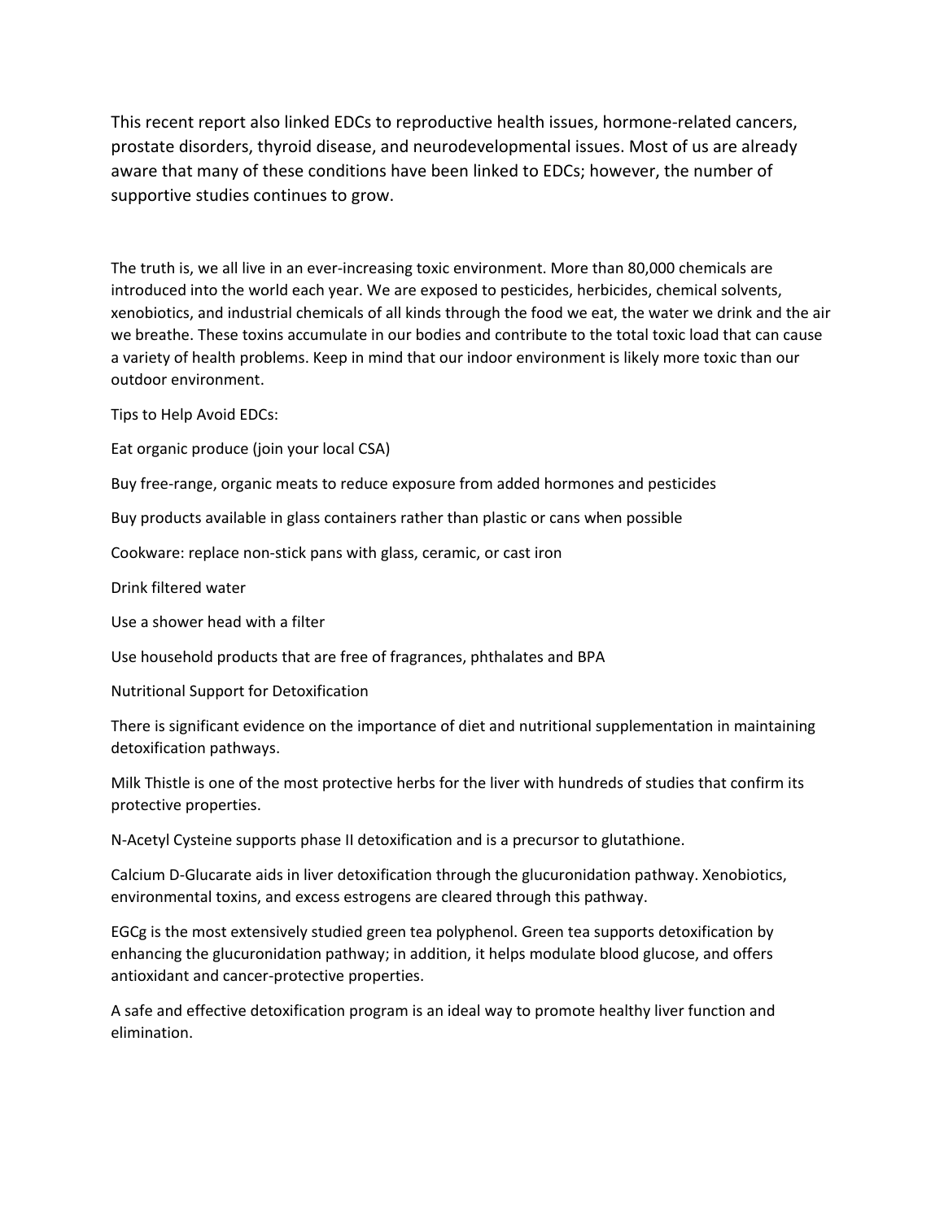This recent report also linked EDCs to reproductive health issues, hormone-related cancers, prostate disorders, thyroid disease, and neurodevelopmental issues. Most of us are already aware that many of these conditions have been linked to EDCs; however, the number of supportive studies continues to grow.

The truth is, we all live in an ever-increasing toxic environment. More than 80,000 chemicals are introduced into the world each year. We are exposed to pesticides, herbicides, chemical solvents, xenobiotics, and industrial chemicals of all kinds through the food we eat, the water we drink and the air we breathe. These toxins accumulate in our bodies and contribute to the total toxic load that can cause a variety of health problems. Keep in mind that our indoor environment is likely more toxic than our outdoor environment.

Tips to Help Avoid EDCs:

Eat organic produce (join your local CSA)

Buy free-range, organic meats to reduce exposure from added hormones and pesticides

Buy products available in glass containers rather than plastic or cans when possible

Cookware: replace non-stick pans with glass, ceramic, or cast iron

Drink filtered water

Use a shower head with a filter

Use household products that are free of fragrances, phthalates and BPA

Nutritional Support for Detoxification

There is significant evidence on the importance of diet and nutritional supplementation in maintaining detoxification pathways.

Milk Thistle is one of the most protective herbs for the liver with hundreds of studies that confirm its protective properties.

N-Acetyl Cysteine supports phase II detoxification and is a precursor to glutathione.

Calcium D-Glucarate aids in liver detoxification through the glucuronidation pathway. Xenobiotics, environmental toxins, and excess estrogens are cleared through this pathway.

EGCg is the most extensively studied green tea polyphenol. Green tea supports detoxification by enhancing the glucuronidation pathway; in addition, it helps modulate blood glucose, and offers antioxidant and cancer-protective properties.

A safe and effective detoxification program is an ideal way to promote healthy liver function and elimination.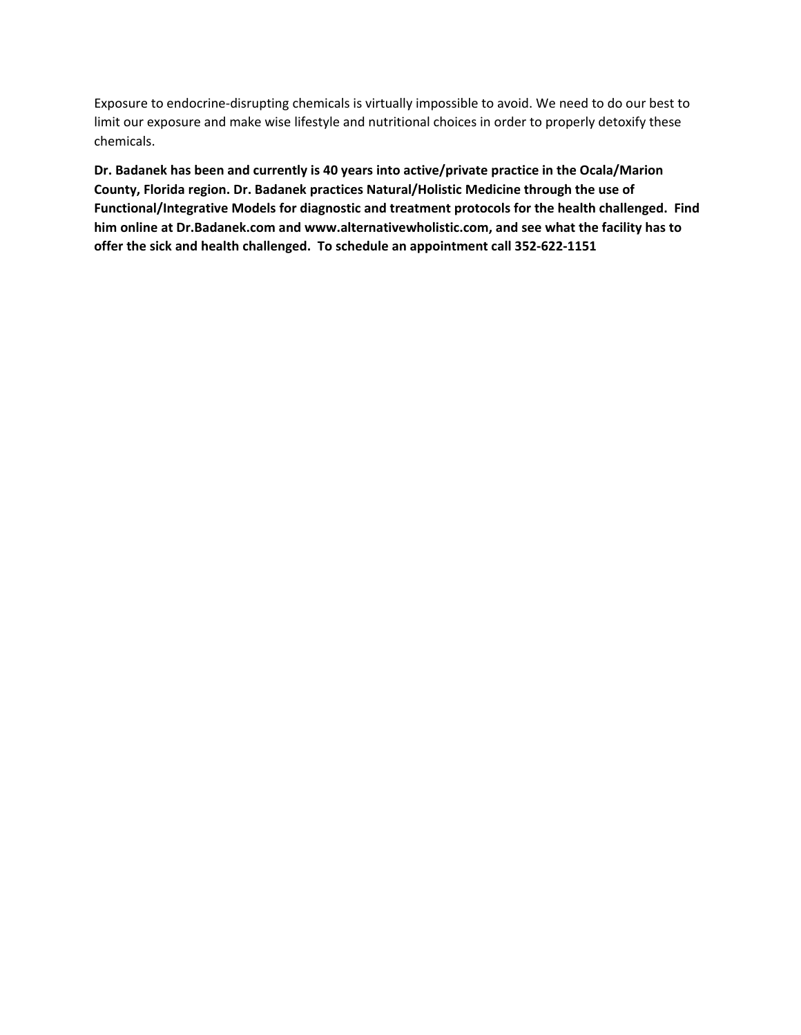Exposure to endocrine-disrupting chemicals is virtually impossible to avoid. We need to do our best to limit our exposure and make wise lifestyle and nutritional choices in order to properly detoxify these chemicals.

**Dr. Badanek has been and currently is 40 years into active/private practice in the Ocala/Marion County, Florida region. Dr. Badanek practices Natural/Holistic Medicine through the use of Functional/Integrative Models for diagnostic and treatment protocols for the health challenged. Find him online at Dr.Badanek.com and www.alternativewholistic.com, and see what the facility has to offer the sick and health challenged. To schedule an appointment call 352-622-1151**